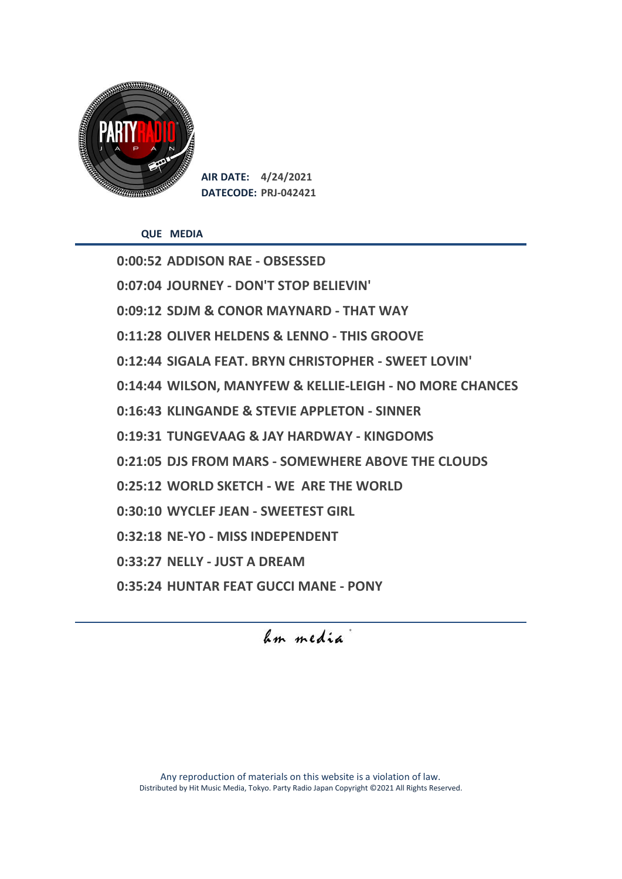**AIR DATE:** 4/24/2021
**DATECODE:** PRJ-042421

| QUE | MEDIA |
|---|---|
| 0:00:52 | ADDISON RAE - OBSESSED |
| 0:07:04 | JOURNEY - DON'T STOP BELIEVIN' |
| 0:09:12 | SDJM & CONOR MAYNARD - THAT WAY |
| 0:11:28 | OLIVER HELDENS & LENNO - THIS GROOVE |
| 0:12:44 | SIGALA FEAT. BRYN CHRISTOPHER - SWEET LOVIN' |
| 0:14:44 | WILSON, MANYFEW & KELLIE-LEIGH - NO MORE CHANCES |
| 0:16:43 | KLINGANDE & STEVIE APPLETON - SINNER |
| 0:19:31 | TUNGEVAAG & JAY HARDWAY - KINGDOMS |
| 0:21:05 | DJS FROM MARS - SOMEWHERE ABOVE THE CLOUDS |
| 0:25:12 | WORLD SKETCH - WE ARE THE WORLD |
| 0:30:10 | WYCLEF JEAN - SWEETEST GIRL |
| 0:32:18 | NE-YO - MISS INDEPENDENT |
| 0:33:27 | NELLY - JUST A DREAM |
| 0:35:24 | HUNTAR FEAT GUCCI MANE - PONY |

hm media

Any reproduction of materials on this website is a violation of law.
Distributed by Hit Music Media, Tokyo. Party Radio Japan Copyright ©2021 All Rights Reserved.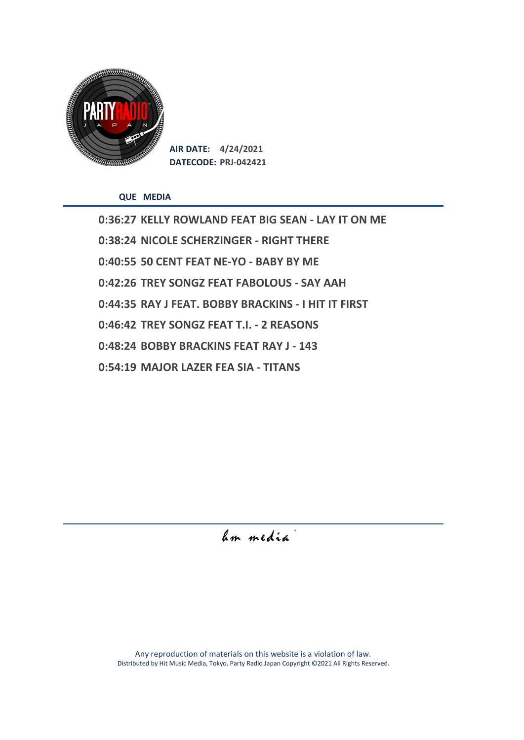**AIR DATE:** 4/24/2021
**DATECODE:** PRJ-042421

| QUE | MEDIA |
|---|---|
| 0:36:27 | KELLY ROWLAND FEAT BIG SEAN - LAY IT ON ME |
| 0:38:24 | NICOLE SCHERZINGER - RIGHT THERE |
| 0:40:55 | 50 CENT FEAT NE-YO - BABY BY ME |
| 0:42:26 | TREY SONGZ FEAT FABOLOUS - SAY AAH |
| 0:44:35 | RAY J FEAT. BOBBY BRACKINS - I HIT IT FIRST |
| 0:46:42 | TREY SONGZ FEAT T.I. - 2 REASONS |
| 0:48:24 | BOBBY BRACKINS FEAT RAY J - 143 |
| 0:54:19 | MAJOR LAZER FEA SIA - TITANS |

hm media

Any reproduction of materials on this website is a violation of law.
Distributed by Hit Music Media, Tokyo. Party Radio Japan Copyright ©2021 All Rights Reserved.